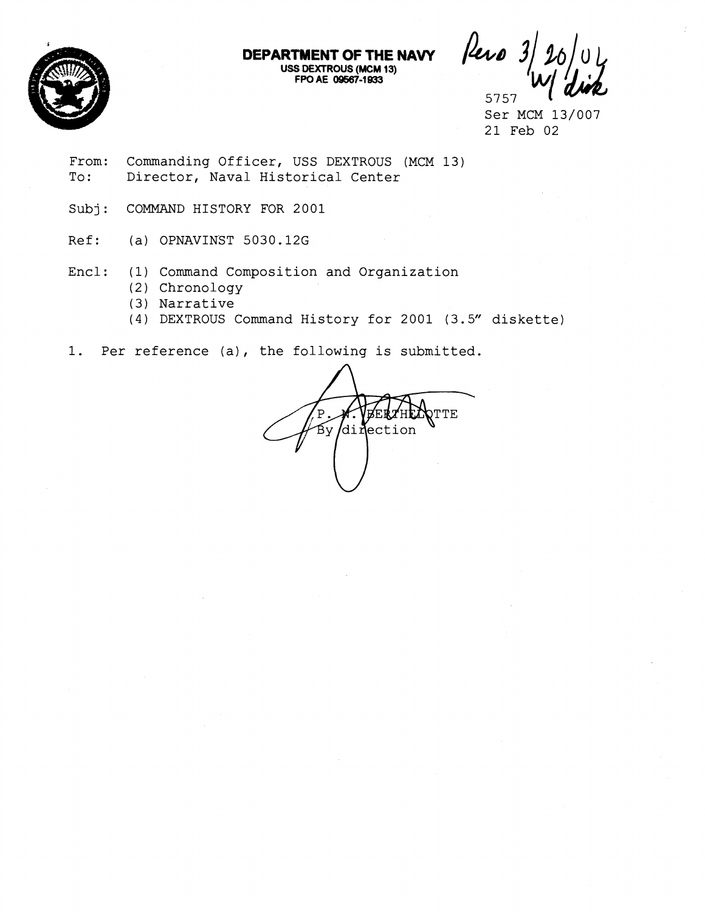**DEPARTMENT OF THE NAVY**
**USS DEXTROUS (MCM 13)**
**FPO AE 09567-1933**

Recvd 3/20/04 W/ disk

5757
Ser MCM 13/007
21 Feb 02

From: Commanding Officer, USS DEXTROUS (MCM 13)
To: Director, Naval Historical Center

Subj: COMMAND HISTORY FOR 2001

Ref: (a) OPNAVINST 5030.12G

Encl: (1) Command Composition and Organization
(2) Chronology
(3) Narrative
(4) DEXTROUS Command History for 2001 (3.5" diskette)

1. Per reference (a), the following is submitted.

P. N. BERTHELOTTE
By direction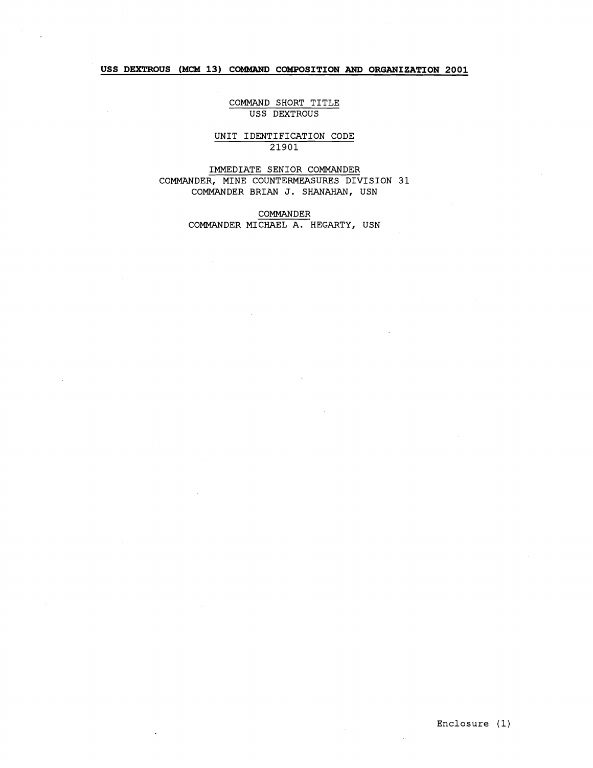## USS DEXTROUS (MCM 13) COMMAND COMPOSITION AND ORGANIZATION 2001

COMMAND SHORT TITLE
USS DEXTROUS

UNIT IDENTIFICATION CODE
21901

IMMEDIATE SENIOR COMMANDER
COMMANDER, MINE COUNTERMEASURES DIVISION 31
COMMANDER BRIAN J. SHANAHAN, USN

COMMANDER
COMMANDER MICHAEL A. HEGARTY, USN

Enclosure (1)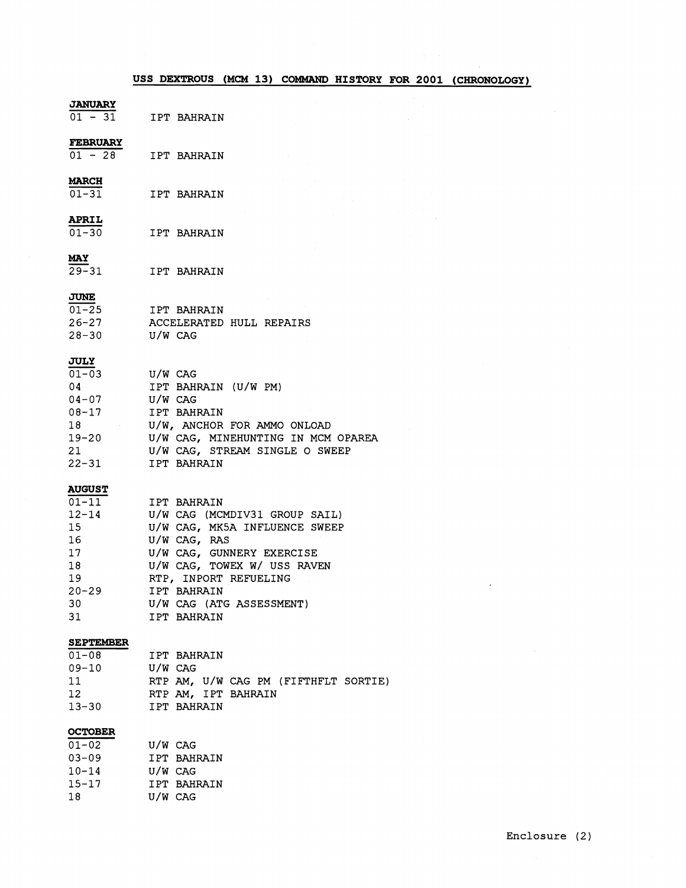# USS DEXTROUS (MCM 13) COMMAND HISTORY FOR 2001 (CHRONOLOGY)

**JANUARY**

| | |
|---|---|
| 01 - 31 | IPT BAHRAIN |

**FEBRUARY**

| | |
|---|---|
| 01 - 28 | IPT BAHRAIN |

**MARCH**

| | |
|---|---|
| 01-31 | IPT BAHRAIN |

**APRIL**

| | |
|---|---|
| 01-30 | IPT BAHRAIN |

**MAY**

| | |
|---|---|
| 29-31 | IPT BAHRAIN |

**JUNE**

| | |
|---|---|
| 01-25 | IPT BAHRAIN |
| 26-27 | ACCELERATED HULL REPAIRS |
| 28-30 | U/W CAG |

**JULY**

| | |
|---|---|
| 01-03 | U/W CAG |
| 04 | IPT BAHRAIN (U/W PM) |
| 04-07 | U/W CAG |
| 08-17 | IPT BAHRAIN |
| 18 | U/W, ANCHOR FOR AMMO ONLOAD |
| 19-20 | U/W CAG, MINEHUNTING IN MCM OPAREA |
| 21 | U/W CAG, STREAM SINGLE O SWEEP |
| 22-31 | IPT BAHRAIN |

**AUGUST**

| | |
|---|---|
| 01-11 | IPT BAHRAIN |
| 12-14 | U/W CAG (MCMDIV31 GROUP SAIL) |
| 15 | U/W CAG, MK5A INFLUENCE SWEEP |
| 16 | U/W CAG, RAS |
| 17 | U/W CAG, GUNNERY EXERCISE |
| 18 | U/W CAG, TOWEX W/ USS RAVEN |
| 19 | RTP, INPORT REFUELING |
| 20-29 | IPT BAHRAIN |
| 30 | U/W CAG (ATG ASSESSMENT) |
| 31 | IPT BAHRAIN |

**SEPTEMBER**

| | |
|---|---|
| 01-08 | IPT BAHRAIN |
| 09-10 | U/W CAG |
| 11 | RTP AM, U/W CAG PM (FIFTHFLT SORTIE) |
| 12 | RTP AM, IPT BAHRAIN |
| 13-30 | IPT BAHRAIN |

**OCTOBER**

| | |
|---|---|
| 01-02 | U/W CAG |
| 03-09 | IPT BAHRAIN |
| 10-14 | U/W CAG |
| 15-17 | IPT BAHRAIN |
| 18 | U/W CAG |

Enclosure (2)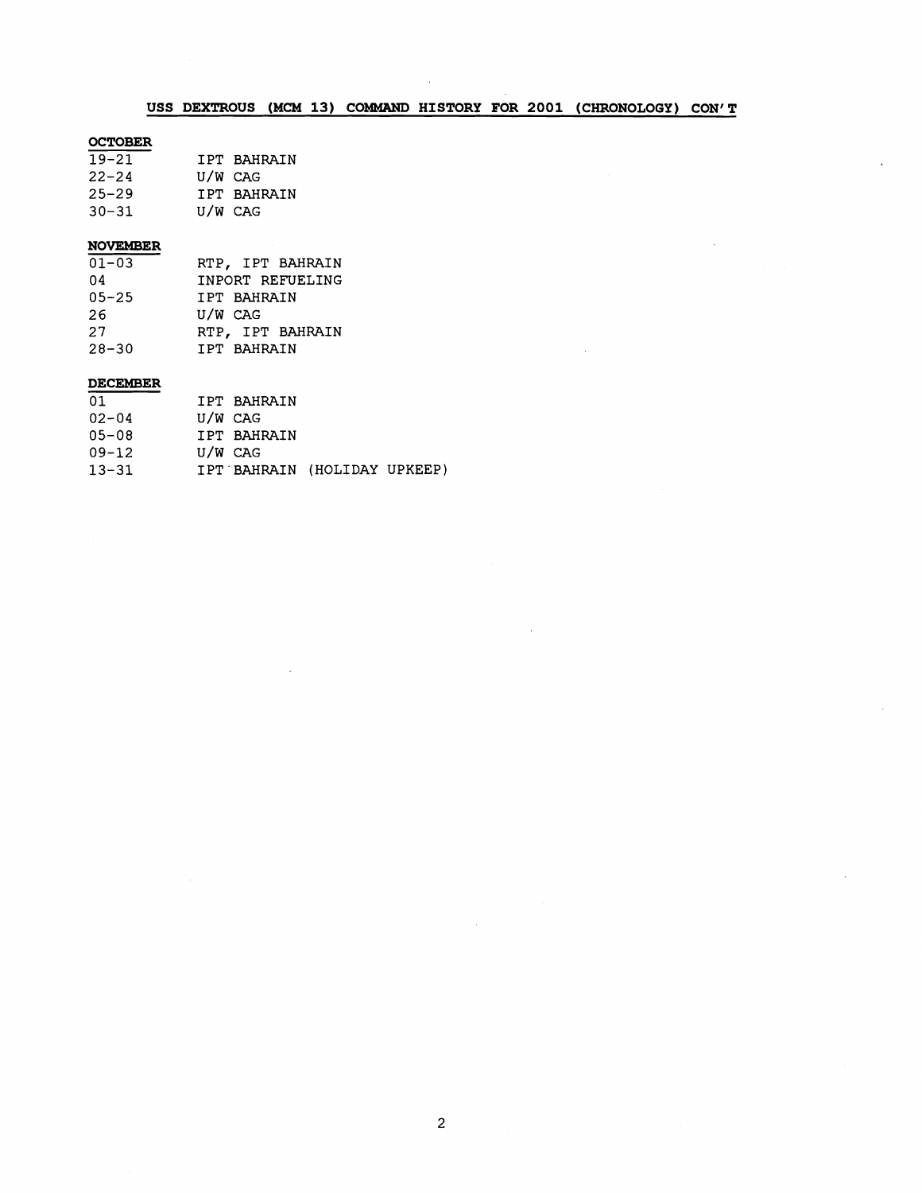## USS DEXTROUS (MCM 13) COMMAND HISTORY FOR 2001 (CHRONOLOGY) CON'T

### OCTOBER

| | |
|---|---|
| 19-21 | IPT BAHRAIN |
| 22-24 | U/W CAG |
| 25-29 | IPT BAHRAIN |
| 30-31 | U/W CAG |

### NOVEMBER

| | |
|---|---|
| 01-03 | RTP, IPT BAHRAIN |
| 04 | INPORT REFUELING |
| 05-25 | IPT BAHRAIN |
| 26 | U/W CAG |
| 27 | RTP, IPT BAHRAIN |
| 28-30 | IPT BAHRAIN |

### DECEMBER

| | |
|---|---|
| 01 | IPT BAHRAIN |
| 02-04 | U/W CAG |
| 05-08 | IPT BAHRAIN |
| 09-12 | U/W CAG |
| 13-31 | IPT BAHRAIN (HOLIDAY UPKEEP) |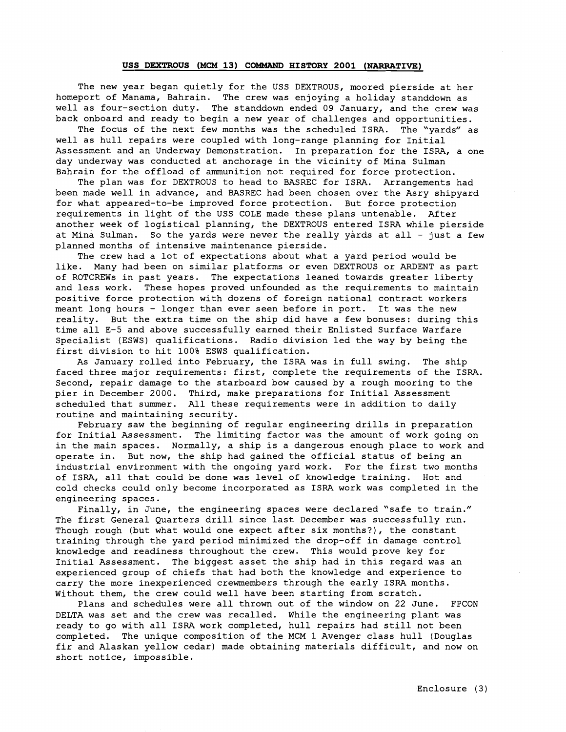**USS DEXTROUS (MCM 13) COMMAND HISTORY 2001 (NARRATIVE)**

The new year began quietly for the USS DEXTROUS, moored pierside at her homeport of Manama, Bahrain. The crew was enjoying a holiday standdown as well as four-section duty. The standdown ended 09 January, and the crew was back onboard and ready to begin a new year of challenges and opportunities.

The focus of the next few months was the scheduled ISRA. The "yards" as well as hull repairs were coupled with long-range planning for Initial Assessment and an Underway Demonstration. In preparation for the ISRA, a one day underway was conducted at anchorage in the vicinity of Mina Sulman Bahrain for the offload of ammunition not required for force protection.

The plan was for DEXTROUS to head to BASREC for ISRA. Arrangements had been made well in advance, and BASREC had been chosen over the Asry shipyard for what appeared-to-be improved force protection. But force protection requirements in light of the USS COLE made these plans untenable. After another week of logistical planning, the DEXTROUS entered ISRA while pierside at Mina Sulman. So the yards were never the really yards at all - just a few planned months of intensive maintenance pierside.

The crew had a lot of expectations about what a yard period would be like. Many had been on similar platforms or even DEXTROUS or ARDENT as part of ROTCREWs in past years. The expectations leaned towards greater liberty and less work. These hopes proved unfounded as the requirements to maintain positive force protection with dozens of foreign national contract workers meant long hours - longer than ever seen before in port. It was the new reality. But the extra time on the ship did have a few bonuses: during this time all E-5 and above successfully earned their Enlisted Surface Warfare Specialist (ESWS) qualifications. Radio division led the way by being the first division to hit 100% ESWS qualification.

As January rolled into February, the ISRA was in full swing. The ship faced three major requirements: first, complete the requirements of the ISRA. Second, repair damage to the starboard bow caused by a rough mooring to the pier in December 2000. Third, make preparations for Initial Assessment scheduled that summer. All these requirements were in addition to daily routine and maintaining security.

February saw the beginning of regular engineering drills in preparation for Initial Assessment. The limiting factor was the amount of work going on in the main spaces. Normally, a ship is a dangerous enough place to work and operate in. But now, the ship had gained the official status of being an industrial environment with the ongoing yard work. For the first two months of ISRA, all that could be done was level of knowledge training. Hot and cold checks could only become incorporated as ISRA work was completed in the engineering spaces.

Finally, in June, the engineering spaces were declared "safe to train." The first General Quarters drill since last December was successfully run. Though rough (but what would one expect after six months?), the constant training through the yard period minimized the drop-off in damage control knowledge and readiness throughout the crew. This would prove key for Initial Assessment. The biggest asset the ship had in this regard was an experienced group of chiefs that had both the knowledge and experience to carry the more inexperienced crewmembers through the early ISRA months. Without them, the crew could well have been starting from scratch.

Plans and schedules were all thrown out of the window on 22 June. FPCON DELTA was set and the crew was recalled. While the engineering plant was ready to go with all ISRA work completed, hull repairs had still not been completed. The unique composition of the MCM 1 Avenger class hull (Douglas fir and Alaskan yellow cedar) made obtaining materials difficult, and now on short notice, impossible.

Enclosure (3)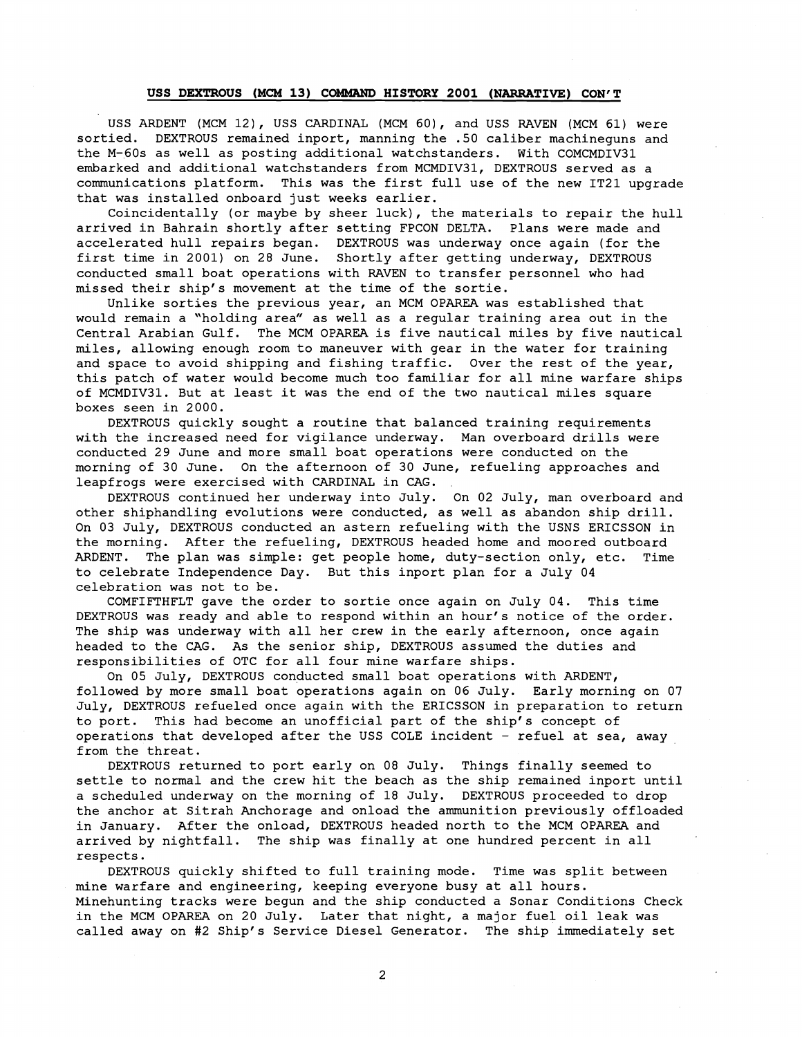**USS DEXTROUS (MCM 13) COMMAND HISTORY 2001 (NARRATIVE) CON'T**

USS ARDENT (MCM 12), USS CARDINAL (MCM 60), and USS RAVEN (MCM 61) were sortied. DEXTROUS remained inport, manning the .50 caliber machineguns and the M-60s as well as posting additional watchstanders. With COMCMDIV31 embarked and additional watchstanders from MCMDIV31, DEXTROUS served as a communications platform. This was the first full use of the new IT21 upgrade that was installed onboard just weeks earlier.

Coincidentally (or maybe by sheer luck), the materials to repair the hull arrived in Bahrain shortly after setting FPCON DELTA. Plans were made and accelerated hull repairs began. DEXTROUS was underway once again (for the first time in 2001) on 28 June. Shortly after getting underway, DEXTROUS conducted small boat operations with RAVEN to transfer personnel who had missed their ship's movement at the time of the sortie.

Unlike sorties the previous year, an MCM OPAREA was established that would remain a "holding area" as well as a regular training area out in the Central Arabian Gulf. The MCM OPAREA is five nautical miles by five nautical miles, allowing enough room to maneuver with gear in the water for training and space to avoid shipping and fishing traffic. Over the rest of the year, this patch of water would become much too familiar for all mine warfare ships of MCMDIV31. But at least it was the end of the two nautical miles square boxes seen in 2000.

DEXTROUS quickly sought a routine that balanced training requirements with the increased need for vigilance underway. Man overboard drills were conducted 29 June and more small boat operations were conducted on the morning of 30 June. On the afternoon of 30 June, refueling approaches and leapfrogs were exercised with CARDINAL in CAG.

DEXTROUS continued her underway into July. On 02 July, man overboard and other shiphandling evolutions were conducted, as well as abandon ship drill. On 03 July, DEXTROUS conducted an astern refueling with the USNS ERICSSON in the morning. After the refueling, DEXTROUS headed home and moored outboard ARDENT. The plan was simple: get people home, duty-section only, etc. Time to celebrate Independence Day. But this inport plan for a July 04 celebration was not to be.

COMFIFTHFLT gave the order to sortie once again on July 04. This time DEXTROUS was ready and able to respond within an hour's notice of the order. The ship was underway with all her crew in the early afternoon, once again headed to the CAG. As the senior ship, DEXTROUS assumed the duties and responsibilities of OTC for all four mine warfare ships.

On 05 July, DEXTROUS conducted small boat operations with ARDENT, followed by more small boat operations again on 06 July. Early morning on 07 July, DEXTROUS refueled once again with the ERICSSON in preparation to return to port. This had become an unofficial part of the ship's concept of operations that developed after the USS COLE incident - refuel at sea, away from the threat.

DEXTROUS returned to port early on 08 July. Things finally seemed to settle to normal and the crew hit the beach as the ship remained inport until a scheduled underway on the morning of 18 July. DEXTROUS proceeded to drop the anchor at Sitrah Anchorage and onload the ammunition previously offloaded in January. After the onload, DEXTROUS headed north to the MCM OPAREA and arrived by nightfall. The ship was finally at one hundred percent in all respects.

DEXTROUS quickly shifted to full training mode. Time was split between mine warfare and engineering, keeping everyone busy at all hours. Minehunting tracks were begun and the ship conducted a Sonar Conditions Check in the MCM OPAREA on 20 July. Later that night, a major fuel oil leak was called away on #2 Ship's Service Diesel Generator. The ship immediately set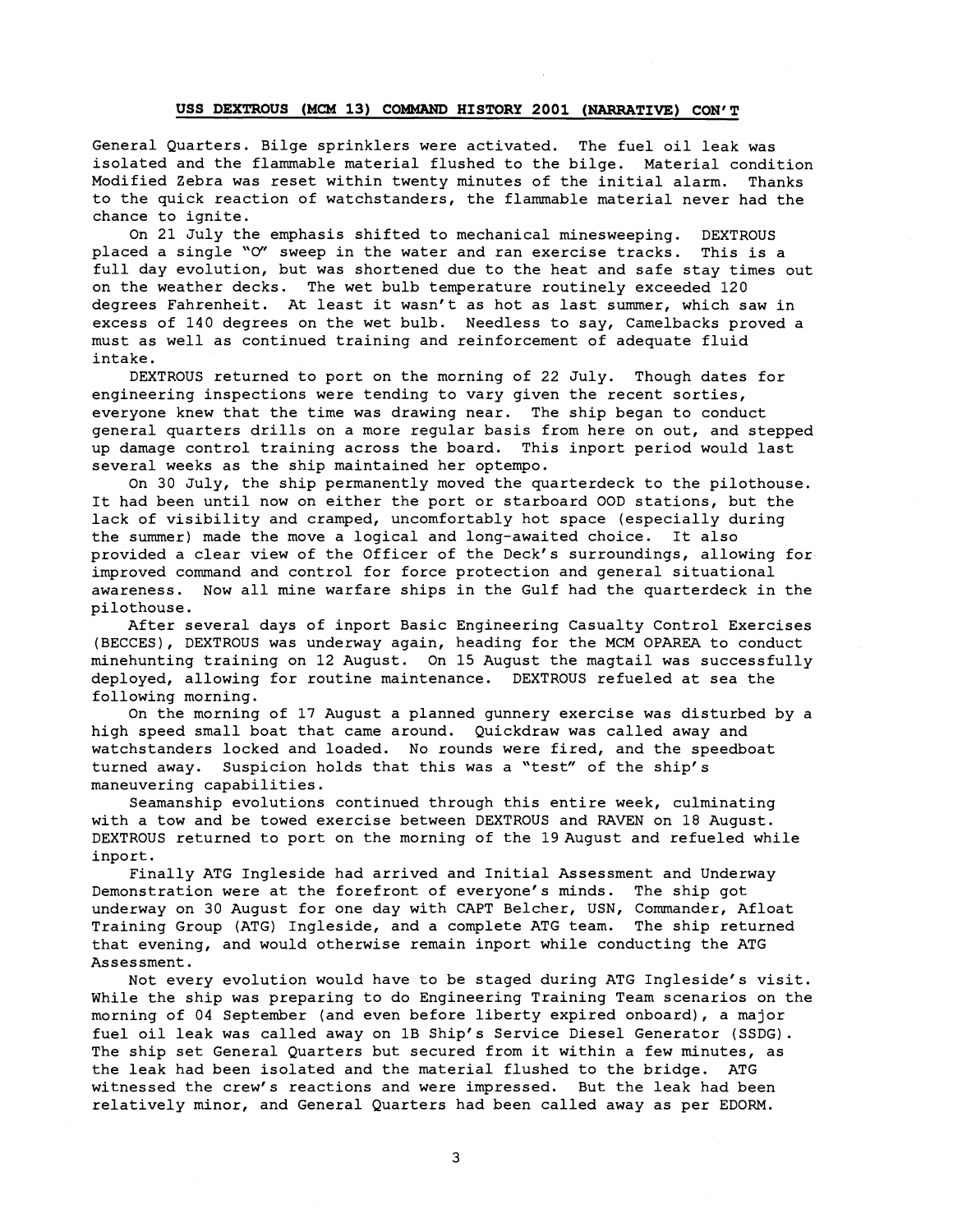**USS DEXTROUS (MCM 13) COMMAND HISTORY 2001 (NARRATIVE) CON'T**

General Quarters. Bilge sprinklers were activated. The fuel oil leak was isolated and the flammable material flushed to the bilge. Material condition Modified Zebra was reset within twenty minutes of the initial alarm. Thanks to the quick reaction of watchstanders, the flammable material never had the chance to ignite.

On 21 July the emphasis shifted to mechanical minesweeping. DEXTROUS placed a single "O" sweep in the water and ran exercise tracks. This is a full day evolution, but was shortened due to the heat and safe stay times out on the weather decks. The wet bulb temperature routinely exceeded 120 degrees Fahrenheit. At least it wasn't as hot as last summer, which saw in excess of 140 degrees on the wet bulb. Needless to say, Camelbacks proved a must as well as continued training and reinforcement of adequate fluid intake.

DEXTROUS returned to port on the morning of 22 July. Though dates for engineering inspections were tending to vary given the recent sorties, everyone knew that the time was drawing near. The ship began to conduct general quarters drills on a more regular basis from here on out, and stepped up damage control training across the board. This inport period would last several weeks as the ship maintained her optempo.

On 30 July, the ship permanently moved the quarterdeck to the pilothouse. It had been until now on either the port or starboard OOD stations, but the lack of visibility and cramped, uncomfortably hot space (especially during the summer) made the move a logical and long-awaited choice. It also provided a clear view of the Officer of the Deck's surroundings, allowing for improved command and control for force protection and general situational awareness. Now all mine warfare ships in the Gulf had the quarterdeck in the pilothouse.

After several days of inport Basic Engineering Casualty Control Exercises (BECCES), DEXTROUS was underway again, heading for the MCM OPAREA to conduct minehunting training on 12 August. On 15 August the magtail was successfully deployed, allowing for routine maintenance. DEXTROUS refueled at sea the following morning.

On the morning of 17 August a planned gunnery exercise was disturbed by a high speed small boat that came around. Quickdraw was called away and watchstanders locked and loaded. No rounds were fired, and the speedboat turned away. Suspicion holds that this was a "test" of the ship's maneuvering capabilities.

Seamanship evolutions continued through this entire week, culminating with a tow and be towed exercise between DEXTROUS and RAVEN on 18 August. DEXTROUS returned to port on the morning of the 19 August and refueled while inport.

Finally ATG Ingleside had arrived and Initial Assessment and Underway Demonstration were at the forefront of everyone's minds. The ship got underway on 30 August for one day with CAPT Belcher, USN, Commander, Afloat Training Group (ATG) Ingleside, and a complete ATG team. The ship returned that evening, and would otherwise remain inport while conducting the ATG Assessment.

Not every evolution would have to be staged during ATG Ingleside's visit. While the ship was preparing to do Engineering Training Team scenarios on the morning of 04 September (and even before liberty expired onboard), a major fuel oil leak was called away on 1B Ship's Service Diesel Generator (SSDG). The ship set General Quarters but secured from it within a few minutes, as the leak had been isolated and the material flushed to the bridge. ATG witnessed the crew's reactions and were impressed. But the leak had been relatively minor, and General Quarters had been called away as per EDORM.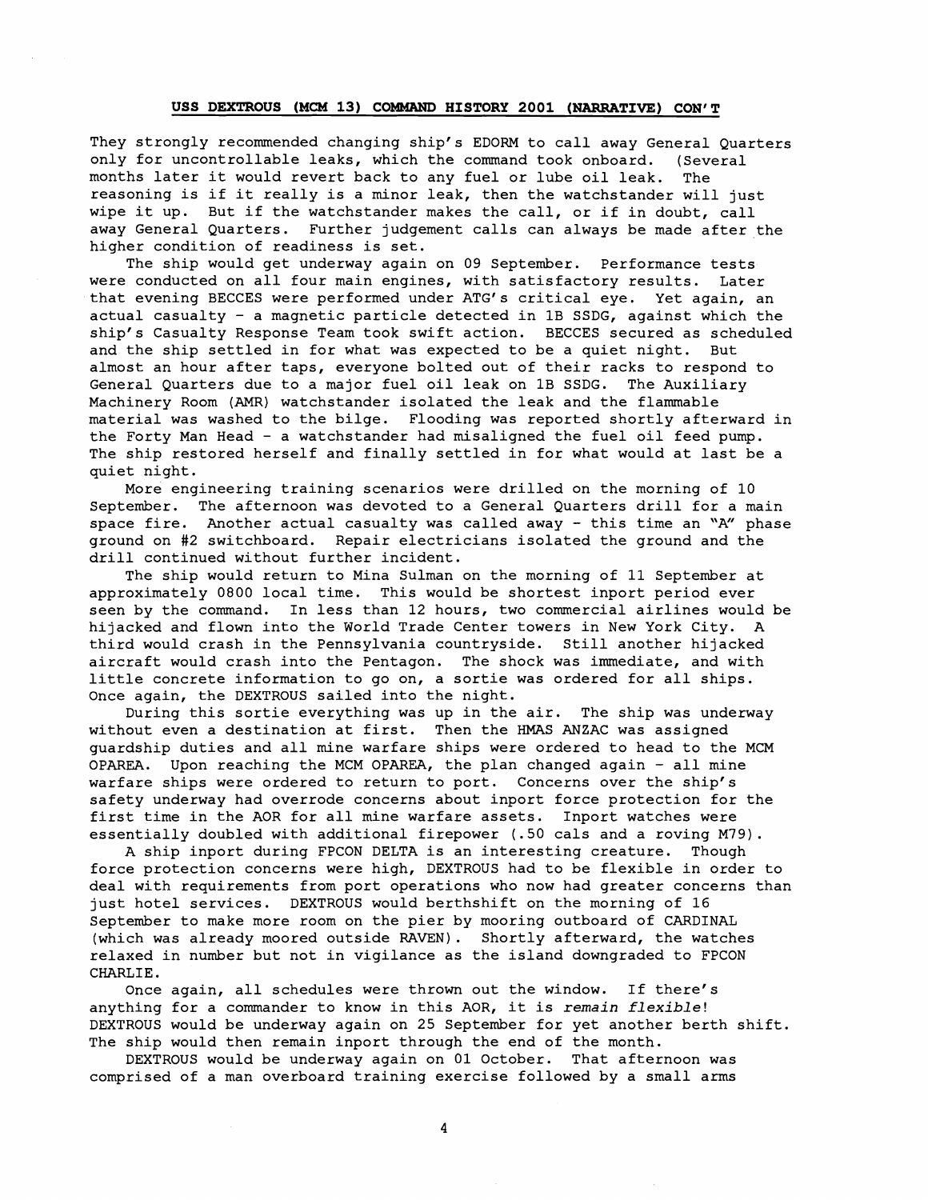**USS DEXTROUS (MCM 13) COMMAND HISTORY 2001 (NARRATIVE) CON'T**

They strongly recommended changing ship's EDORM to call away General Quarters only for uncontrollable leaks, which the command took onboard. (Several months later it would revert back to any fuel or lube oil leak. The reasoning is if it really is a minor leak, then the watchstander will just wipe it up. But if the watchstander makes the call, or if in doubt, call away General Quarters. Further judgement calls can always be made after the higher condition of readiness is set.

The ship would get underway again on 09 September. Performance tests were conducted on all four main engines, with satisfactory results. Later that evening BECCES were performed under ATG's critical eye. Yet again, an actual casualty - a magnetic particle detected in 1B SSDG, against which the ship's Casualty Response Team took swift action. BECCES secured as scheduled and the ship settled in for what was expected to be a quiet night. But almost an hour after taps, everyone bolted out of their racks to respond to General Quarters due to a major fuel oil leak on 1B SSDG. The Auxiliary Machinery Room (AMR) watchstander isolated the leak and the flammable material was washed to the bilge. Flooding was reported shortly afterward in the Forty Man Head - a watchstander had misaligned the fuel oil feed pump. The ship restored herself and finally settled in for what would at last be a quiet night.

More engineering training scenarios were drilled on the morning of 10 September. The afternoon was devoted to a General Quarters drill for a main space fire. Another actual casualty was called away - this time an "A" phase ground on #2 switchboard. Repair electricians isolated the ground and the drill continued without further incident.

The ship would return to Mina Sulman on the morning of 11 September at approximately 0800 local time. This would be shortest inport period ever seen by the command. In less than 12 hours, two commercial airlines would be hijacked and flown into the World Trade Center towers in New York City. A third would crash in the Pennsylvania countryside. Still another hijacked aircraft would crash into the Pentagon. The shock was immediate, and with little concrete information to go on, a sortie was ordered for all ships. Once again, the DEXTROUS sailed into the night.

During this sortie everything was up in the air. The ship was underway without even a destination at first. Then the HMAS ANZAC was assigned guardship duties and all mine warfare ships were ordered to head to the MCM OPAREA. Upon reaching the MCM OPAREA, the plan changed again - all mine warfare ships were ordered to return to port. Concerns over the ship's safety underway had overrode concerns about inport force protection for the first time in the AOR for all mine warfare assets. Inport watches were essentially doubled with additional firepower (.50 cals and a roving M79).

A ship inport during FPCON DELTA is an interesting creature. Though force protection concerns were high, DEXTROUS had to be flexible in order to deal with requirements from port operations who now had greater concerns than just hotel services. DEXTROUS would berthshift on the morning of 16 September to make more room on the pier by mooring outboard of CARDINAL (which was already moored outside RAVEN). Shortly afterward, the watches relaxed in number but not in vigilance as the island downgraded to FPCON CHARLIE.

Once again, all schedules were thrown out the window. If there's anything for a commander to know in this AOR, it is *remain flexible*! DEXTROUS would be underway again on 25 September for yet another berth shift. The ship would then remain inport through the end of the month.

DEXTROUS would be underway again on 01 October. That afternoon was comprised of a man overboard training exercise followed by a small arms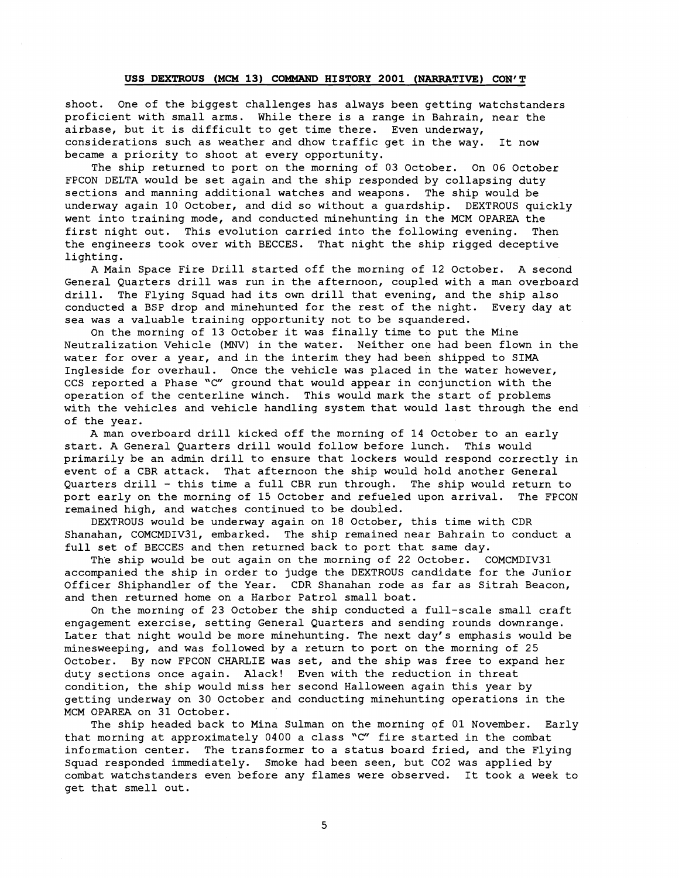shoot. One of the biggest challenges has always been getting watchstanders proficient with small arms. While there is a range in Bahrain, near the airbase, but it is difficult to get time there. Even underway, considerations such as weather and dhow traffic get in the way. It now became a priority to shoot at every opportunity.

The ship returned to port on the morning of 03 October. On 06 October FPCON DELTA would be set again and the ship responded by collapsing duty sections and manning additional watches and weapons. The ship would be underway again 10 October, and did so without a guardship. DEXTROUS quickly went into training mode, and conducted minehunting in the MCM OPAREA the first night out. This evolution carried into the following evening. Then the engineers took over with BECCES. That night the ship rigged deceptive lighting.

A Main Space Fire Drill started off the morning of 12 October. A second General Quarters drill was run in the afternoon, coupled with a man overboard drill. The Flying Squad had its own drill that evening, and the ship also conducted a BSP drop and minehunted for the rest of the night. Every day at sea was a valuable training opportunity not to be squandered.

On the morning of 13 October it was finally time to put the Mine Neutralization Vehicle (MNV) in the water. Neither one had been flown in the water for over a year, and in the interim they had been shipped to SIMA Ingleside for overhaul. Once the vehicle was placed in the water however, CCS reported a Phase "C" ground that would appear in conjunction with the operation of the centerline winch. This would mark the start of problems with the vehicles and vehicle handling system that would last through the end of the year.

A man overboard drill kicked off the morning of 14 October to an early start. A General Quarters drill would follow before lunch. This would primarily be an admin drill to ensure that lockers would respond correctly in event of a CBR attack. That afternoon the ship would hold another General Quarters drill - this time a full CBR run through. The ship would return to port early on the morning of 15 October and refueled upon arrival. The FPCON remained high, and watches continued to be doubled.

DEXTROUS would be underway again on 18 October, this time with CDR Shanahan, COMCMDIV31, embarked. The ship remained near Bahrain to conduct a full set of BECCES and then returned back to port that same day.

The ship would be out again on the morning of 22 October. COMCMDIV31 accompanied the ship in order to judge the DEXTROUS candidate for the Junior Officer Shiphandler of the Year. CDR Shanahan rode as far as Sitrah Beacon, and then returned home on a Harbor Patrol small boat.

On the morning of 23 October the ship conducted a full-scale small craft engagement exercise, setting General Quarters and sending rounds downrange. Later that night would be more minehunting. The next day's emphasis would be minesweeping, and was followed by a return to port on the morning of 25 October. By now FPCON CHARLIE was set, and the ship was free to expand her duty sections once again. Alack! Even with the reduction in threat condition, the ship would miss her second Halloween again this year by getting underway on 30 October and conducting minehunting operations in the MCM OPAREA on 31 October.

The ship headed back to Mina Sulman on the morning of 01 November. Early that morning at approximately 0400 a class "C" fire started in the combat information center. The transformer to a status board fried, and the Flying Squad responded immediately. Smoke had been seen, but CO2 was applied by combat watchstanders even before any flames were observed. It took a week to get that smell out.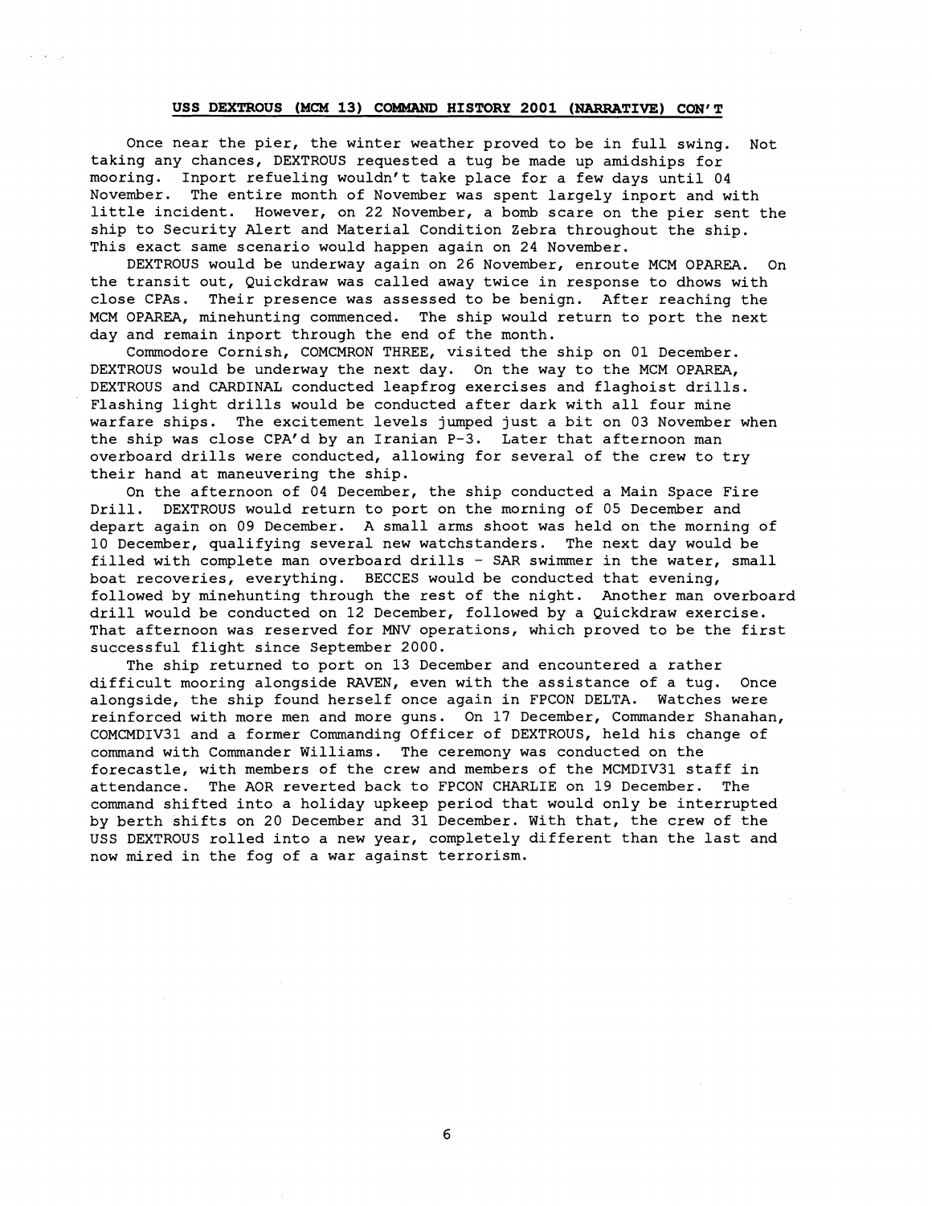**USS DEXTROUS (MCM 13) COMMAND HISTORY 2001 (NARRATIVE) CON'T**

Once near the pier, the winter weather proved to be in full swing. Not taking any chances, DEXTROUS requested a tug be made up amidships for mooring. Inport refueling wouldn't take place for a few days until 04 November. The entire month of November was spent largely inport and with little incident. However, on 22 November, a bomb scare on the pier sent the ship to Security Alert and Material Condition Zebra throughout the ship. This exact same scenario would happen again on 24 November.

DEXTROUS would be underway again on 26 November, enroute MCM OPAREA. On the transit out, Quickdraw was called away twice in response to dhows with close CPAs. Their presence was assessed to be benign. After reaching the MCM OPAREA, minehunting commenced. The ship would return to port the next day and remain inport through the end of the month.

Commodore Cornish, COMCMRON THREE, visited the ship on 01 December. DEXTROUS would be underway the next day. On the way to the MCM OPAREA, DEXTROUS and CARDINAL conducted leapfrog exercises and flaghoist drills. Flashing light drills would be conducted after dark with all four mine warfare ships. The excitement levels jumped just a bit on 03 November when the ship was close CPA'd by an Iranian P-3. Later that afternoon man overboard drills were conducted, allowing for several of the crew to try their hand at maneuvering the ship.

On the afternoon of 04 December, the ship conducted a Main Space Fire Drill. DEXTROUS would return to port on the morning of 05 December and depart again on 09 December. A small arms shoot was held on the morning of 10 December, qualifying several new watchstanders. The next day would be filled with complete man overboard drills - SAR swimmer in the water, small boat recoveries, everything. BECCES would be conducted that evening, followed by minehunting through the rest of the night. Another man overboard drill would be conducted on 12 December, followed by a Quickdraw exercise. That afternoon was reserved for MNV operations, which proved to be the first successful flight since September 2000.

The ship returned to port on 13 December and encountered a rather difficult mooring alongside RAVEN, even with the assistance of a tug. Once alongside, the ship found herself once again in FPCON DELTA. Watches were reinforced with more men and more guns. On 17 December, Commander Shanahan, COMCMDIV31 and a former Commanding Officer of DEXTROUS, held his change of command with Commander Williams. The ceremony was conducted on the forecastle, with members of the crew and members of the MCMDIV31 staff in attendance. The AOR reverted back to FPCON CHARLIE on 19 December. The command shifted into a holiday upkeep period that would only be interrupted by berth shifts on 20 December and 31 December. With that, the crew of the USS DEXTROUS rolled into a new year, completely different than the last and now mired in the fog of a war against terrorism.